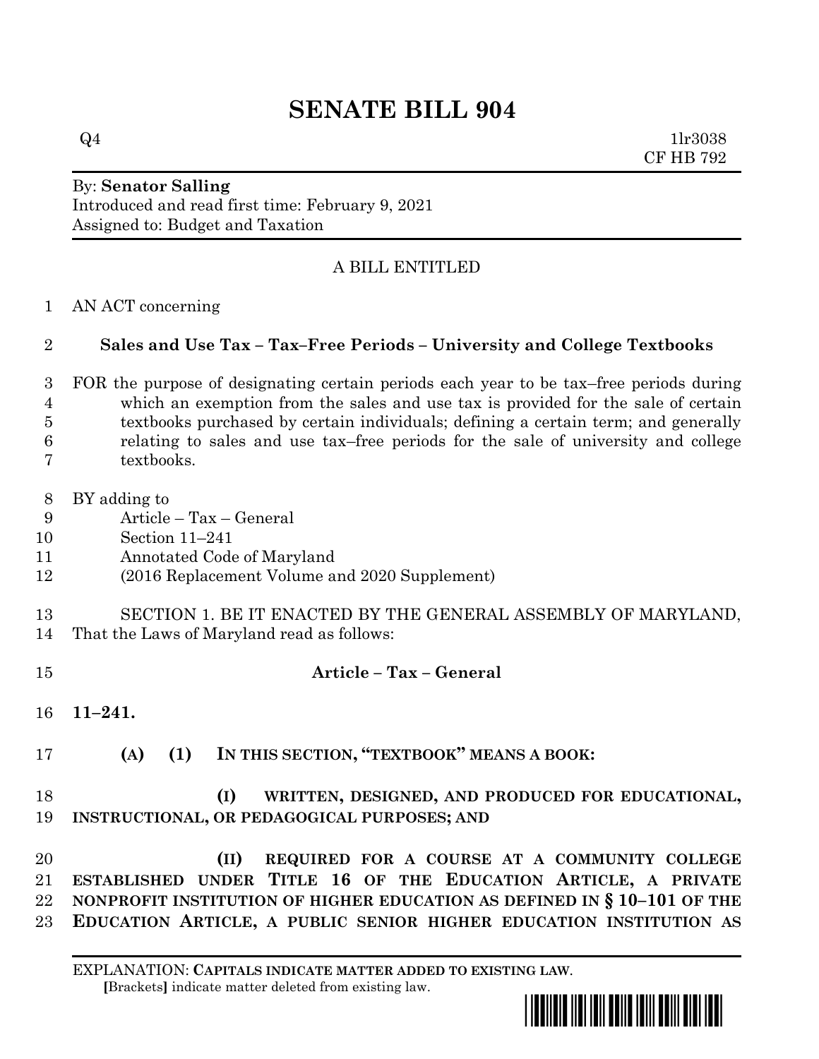# SENATE BILL 904

Q4 1lr3038
CF HB 792

By: **Senator Salling**
Introduced and read first time: February 9, 2021
Assigned to: Budget and Taxation

A BILL ENTITLED

1 AN ACT concerning

2 **Sales and Use Tax – Tax–Free Periods – University and College Textbooks**

3 FOR the purpose of designating certain periods each year to be tax–free periods during
4 which an exemption from the sales and use tax is provided for the sale of certain
5 textbooks purchased by certain individuals; defining a certain term; and generally
6 relating to sales and use tax–free periods for the sale of university and college
7 textbooks.

8 BY adding to
9 Article – Tax – General
10 Section 11–241
11 Annotated Code of Maryland
12 (2016 Replacement Volume and 2020 Supplement)

13 SECTION 1. BE IT ENACTED BY THE GENERAL ASSEMBLY OF MARYLAND,
14 That the Laws of Maryland read as follows:

15 **Article – Tax – General**

16 **11–241.**

17 **(A) (1) IN THIS SECTION, "TEXTBOOK" MEANS A BOOK:**

18 **(I) WRITTEN, DESIGNED, AND PRODUCED FOR EDUCATIONAL,**
19 **INSTRUCTIONAL, OR PEDAGOGICAL PURPOSES; AND**

20 **(II) REQUIRED FOR A COURSE AT A COMMUNITY COLLEGE**
21 **ESTABLISHED UNDER TITLE 16 OF THE EDUCATION ARTICLE, A PRIVATE**
22 **NONPROFIT INSTITUTION OF HIGHER EDUCATION AS DEFINED IN § 10–101 OF THE**
23 **EDUCATION ARTICLE, A PUBLIC SENIOR HIGHER EDUCATION INSTITUTION AS**

EXPLANATION: **CAPITALS INDICATE MATTER ADDED TO EXISTING LAW.**
[Brackets] indicate matter deleted from existing law.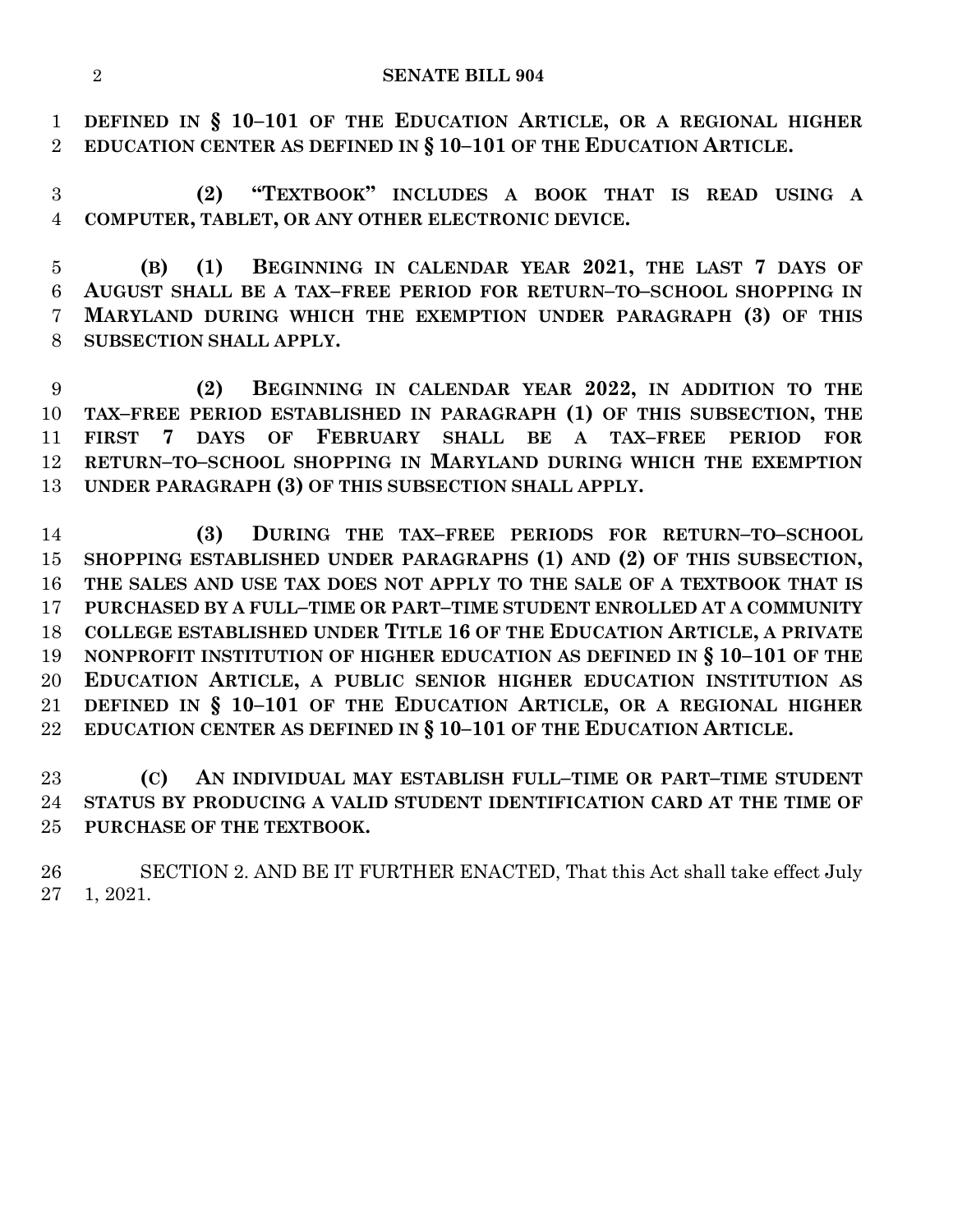**DEFINED IN § 10–101 OF THE EDUCATION ARTICLE, OR A REGIONAL HIGHER EDUCATION CENTER AS DEFINED IN § 10–101 OF THE EDUCATION ARTICLE.**

**(2) "TEXTBOOK" INCLUDES A BOOK THAT IS READ USING A COMPUTER, TABLET, OR ANY OTHER ELECTRONIC DEVICE.**

**(B) (1) BEGINNING IN CALENDAR YEAR 2021, THE LAST 7 DAYS OF AUGUST SHALL BE A TAX–FREE PERIOD FOR RETURN–TO–SCHOOL SHOPPING IN MARYLAND DURING WHICH THE EXEMPTION UNDER PARAGRAPH (3) OF THIS SUBSECTION SHALL APPLY.**

**(2) BEGINNING IN CALENDAR YEAR 2022, IN ADDITION TO THE TAX–FREE PERIOD ESTABLISHED IN PARAGRAPH (1) OF THIS SUBSECTION, THE FIRST 7 DAYS OF FEBRUARY SHALL BE A TAX–FREE PERIOD FOR RETURN–TO–SCHOOL SHOPPING IN MARYLAND DURING WHICH THE EXEMPTION UNDER PARAGRAPH (3) OF THIS SUBSECTION SHALL APPLY.**

**(3) DURING THE TAX–FREE PERIODS FOR RETURN–TO–SCHOOL SHOPPING ESTABLISHED UNDER PARAGRAPHS (1) AND (2) OF THIS SUBSECTION, THE SALES AND USE TAX DOES NOT APPLY TO THE SALE OF A TEXTBOOK THAT IS PURCHASED BY A FULL–TIME OR PART–TIME STUDENT ENROLLED AT A COMMUNITY COLLEGE ESTABLISHED UNDER TITLE 16 OF THE EDUCATION ARTICLE, A PRIVATE NONPROFIT INSTITUTION OF HIGHER EDUCATION AS DEFINED IN § 10–101 OF THE EDUCATION ARTICLE, A PUBLIC SENIOR HIGHER EDUCATION INSTITUTION AS DEFINED IN § 10–101 OF THE EDUCATION ARTICLE, OR A REGIONAL HIGHER EDUCATION CENTER AS DEFINED IN § 10–101 OF THE EDUCATION ARTICLE.**

**(C) AN INDIVIDUAL MAY ESTABLISH FULL–TIME OR PART–TIME STUDENT STATUS BY PRODUCING A VALID STUDENT IDENTIFICATION CARD AT THE TIME OF PURCHASE OF THE TEXTBOOK.**

SECTION 2. AND BE IT FURTHER ENACTED, That this Act shall take effect July 1, 2021.